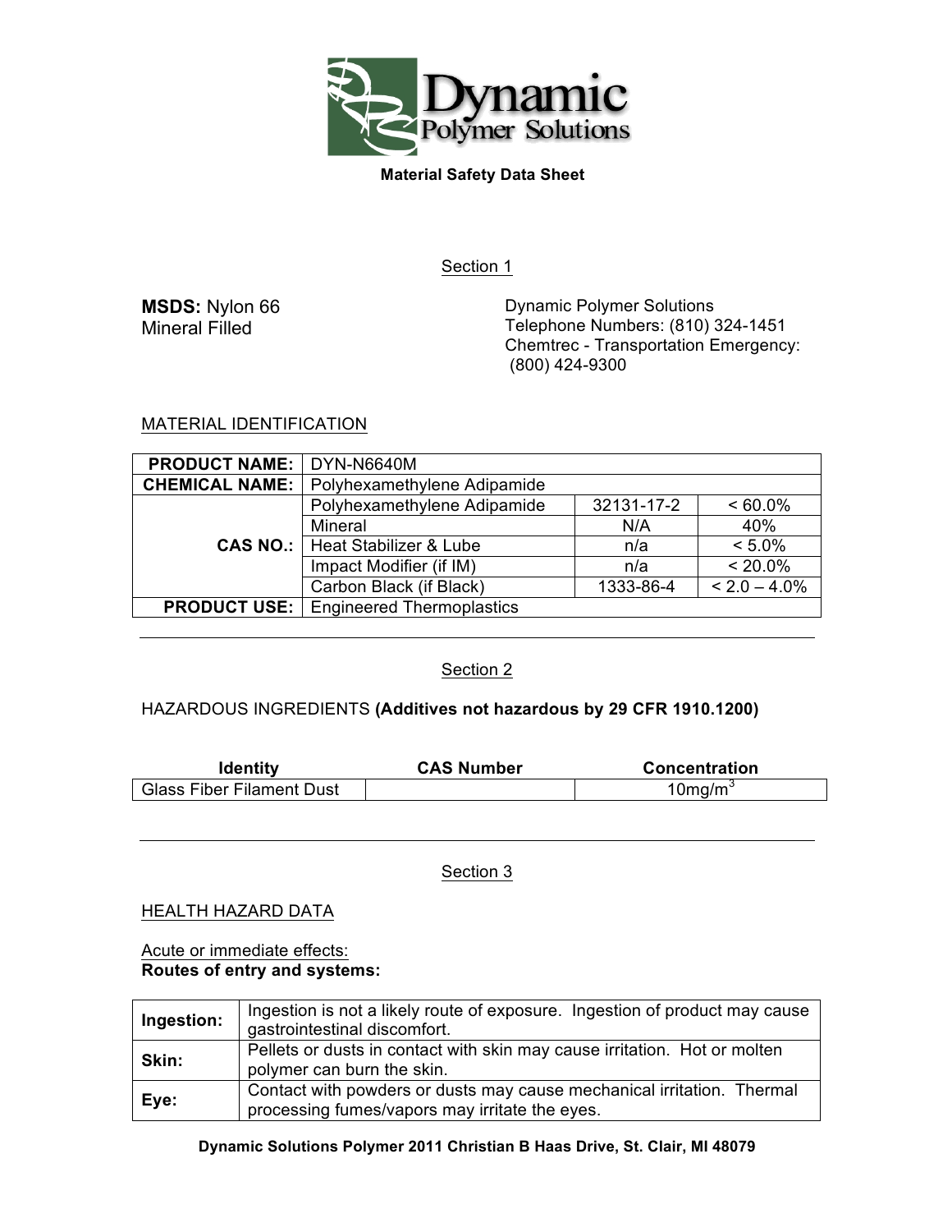**Dynamic Polymer Solutions**

**Material Safety Data Sheet**

Section 1

**MSDS:** Nylon 66
Mineral Filled

Dynamic Polymer Solutions
Telephone Numbers: (810) 324-1451
Chemtrec - Transportation Emergency:
(800) 424-9300

MATERIAL IDENTIFICATION

| **PRODUCT NAME:** | DYN-N6640M | | |
|---|---|---|---|
| **CHEMICAL NAME:** | Polyhexamethylene Adipamide | | |
| **CAS NO.:** | Polyhexamethylene Adipamide | 32131-17-2 | < 60.0% |
| | Mineral | N/A | 40% |
| | Heat Stabilizer & Lube | n/a | < 5.0% |
| | Impact Modifier (if IM) | n/a | < 20.0% |
| | Carbon Black (if Black) | 1333-86-4 | < 2.0 – 4.0% |
| **PRODUCT USE:** | Engineered Thermoplastics | | |

---

Section 2

HAZARDOUS INGREDIENTS **(Additives not hazardous by 29 CFR 1910.1200)**

| Identity | CAS Number | Concentration |
|---|---|---|
| Glass Fiber Filament Dust | | 10mg/m$^3$ |

---

Section 3

HEALTH HAZARD DATA

Acute or immediate effects:
**Routes of entry and systems:**

| | |
|---|---|
| **Ingestion:** | Ingestion is not a likely route of exposure. Ingestion of product may cause gastrointestinal discomfort. |
| **Skin:** | Pellets or dusts in contact with skin may cause irritation. Hot or molten polymer can burn the skin. |
| **Eye:** | Contact with powders or dusts may cause mechanical irritation. Thermal processing fumes/vapors may irritate the eyes. |

**Dynamic Solutions Polymer 2011 Christian B Haas Drive, St. Clair, MI 48079**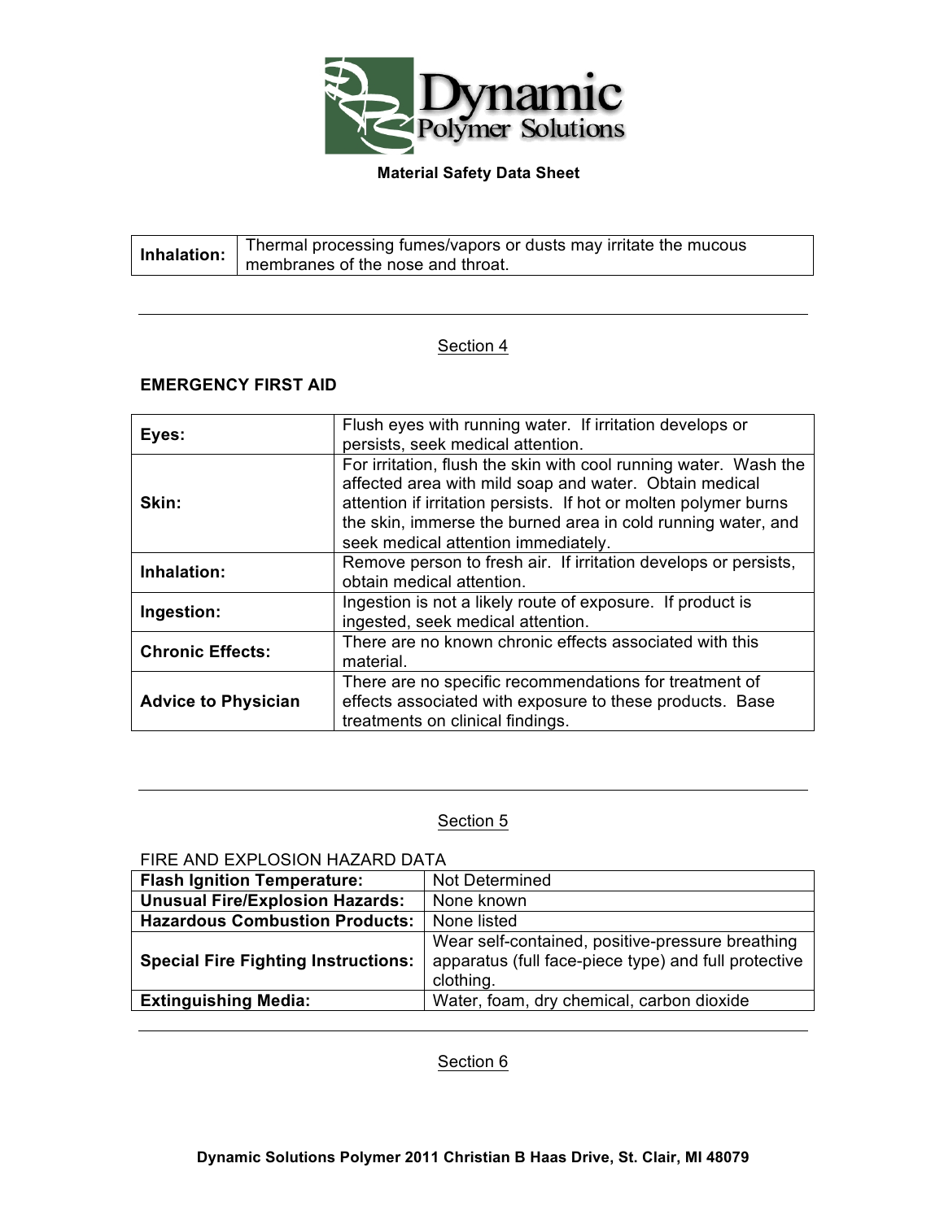| Inhalation: | Thermal processing fumes/vapors or dusts may irritate the mucous membranes of the nose and throat. |
|---|---|

---

Section 4

**EMERGENCY FIRST AID**

| Eyes: | Flush eyes with running water. If irritation develops or persists, seek medical attention. |
|---|---|
| **Skin:** | For irritation, flush the skin with cool running water. Wash the affected area with mild soap and water. Obtain medical attention if irritation persists. If hot or molten polymer burns the skin, immerse the burned area in cold running water, and seek medical attention immediately. |
| **Inhalation:** | Remove person to fresh air. If irritation develops or persists, obtain medical attention. |
| **Ingestion:** | Ingestion is not a likely route of exposure. If product is ingested, seek medical attention. |
| **Chronic Effects:** | There are no known chronic effects associated with this material. |
| **Advice to Physician** | There are no specific recommendations for treatment of effects associated with exposure to these products. Base treatments on clinical findings. |

---

Section 5

FIRE AND EXPLOSION HAZARD DATA

| Flash Ignition Temperature: | Not Determined |
|---|---|
| **Unusual Fire/Explosion Hazards:** | None known |
| **Hazardous Combustion Products:** | None listed |
| **Special Fire Fighting Instructions:** | Wear self-contained, positive-pressure breathing apparatus (full face-piece type) and full protective clothing. |
| **Extinguishing Media:** | Water, foam, dry chemical, carbon dioxide |

---

Section 6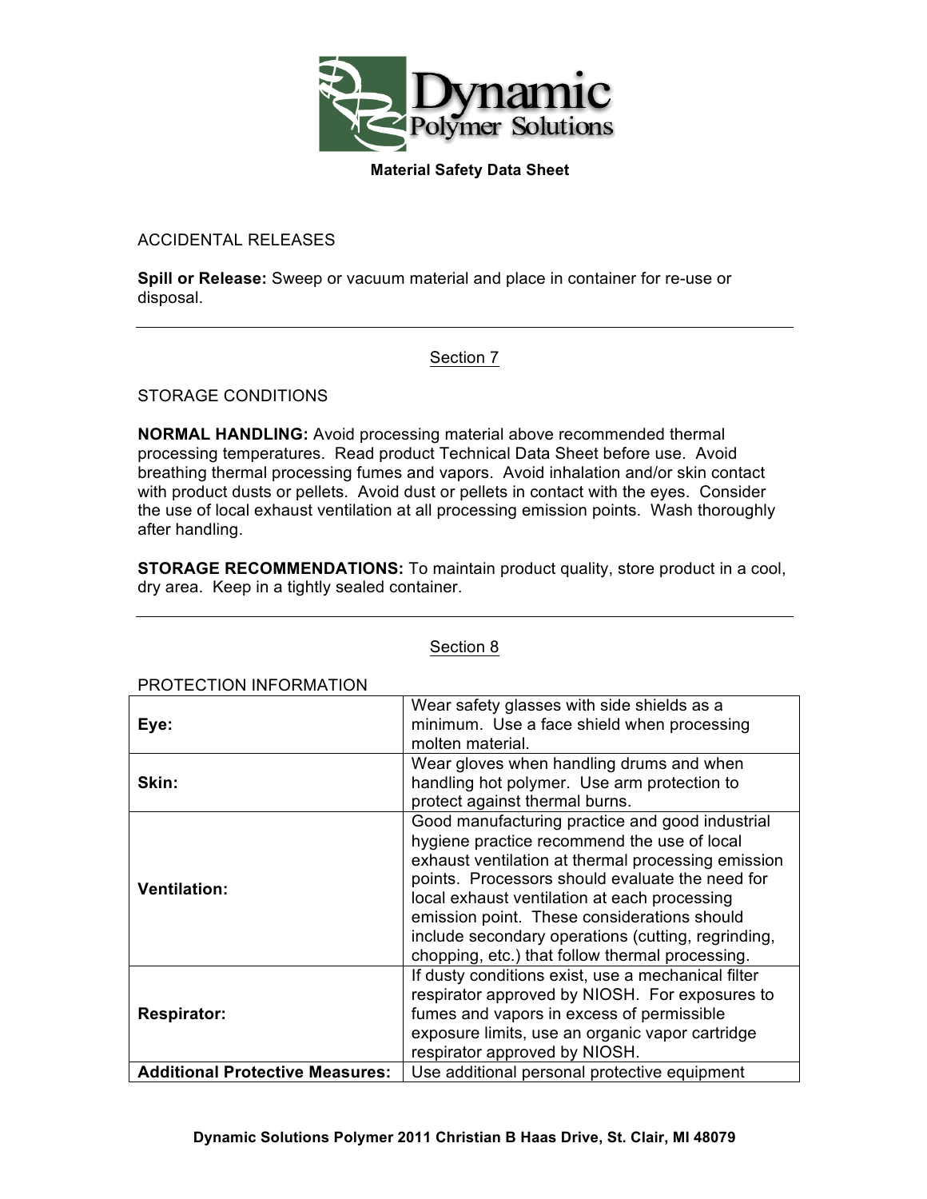ACCIDENTAL RELEASES

**Spill or Release:** Sweep or vacuum material and place in container for re-use or disposal.

---

## Section 7

STORAGE CONDITIONS

**NORMAL HANDLING:** Avoid processing material above recommended thermal processing temperatures. Read product Technical Data Sheet before use. Avoid breathing thermal processing fumes and vapors. Avoid inhalation and/or skin contact with product dusts or pellets. Avoid dust or pellets in contact with the eyes. Consider the use of local exhaust ventilation at all processing emission points. Wash thoroughly after handling.

**STORAGE RECOMMENDATIONS:** To maintain product quality, store product in a cool, dry area. Keep in a tightly sealed container.

---

## Section 8

PROTECTION INFORMATION

| | |
|---|---|
| **Eye:** | Wear safety glasses with side shields as a minimum. Use a face shield when processing molten material. |
| **Skin:** | Wear gloves when handling drums and when handling hot polymer. Use arm protection to protect against thermal burns. |
| **Ventilation:** | Good manufacturing practice and good industrial hygiene practice recommend the use of local exhaust ventilation at thermal processing emission points. Processors should evaluate the need for local exhaust ventilation at each processing emission point. These considerations should include secondary operations (cutting, regrinding, chopping, etc.) that follow thermal processing. |
| **Respirator:** | If dusty conditions exist, use a mechanical filter respirator approved by NIOSH. For exposures to fumes and vapors in excess of permissible exposure limits, use an organic vapor cartridge respirator approved by NIOSH. |
| **Additional Protective Measures:** | Use additional personal protective equipment |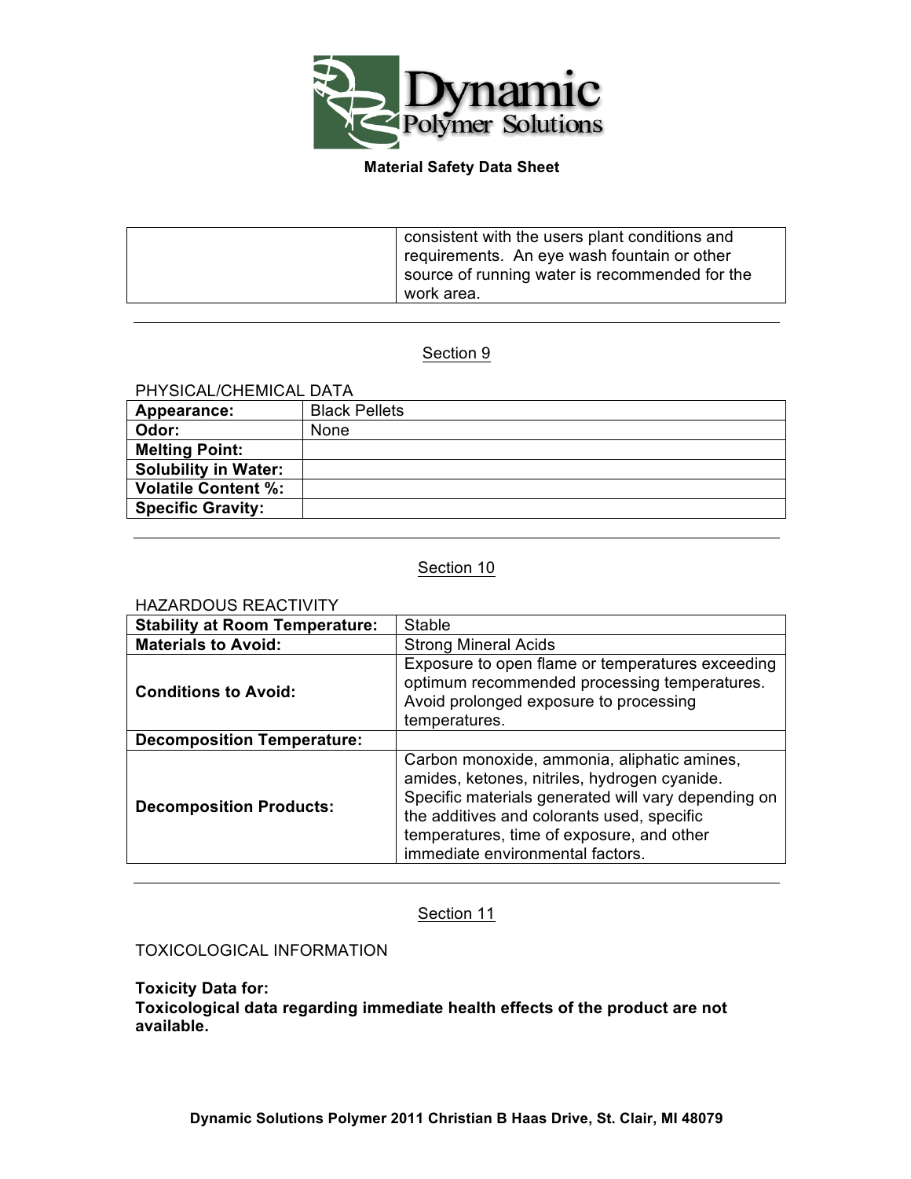| | consistent with the users plant conditions and requirements. An eye wash fountain or other source of running water is recommended for the work area. |
|---|---|

---

Section 9

PHYSICAL/CHEMICAL DATA

| **Appearance:** | Black Pellets |
|---|---|
| **Odor:** | None |
| **Melting Point:** | |
| **Solubility in Water:** | |
| **Volatile Content %:** | |
| **Specific Gravity:** | |

---

Section 10

HAZARDOUS REACTIVITY

| **Stability at Room Temperature:** | Stable |
|---|---|
| **Materials to Avoid:** | Strong Mineral Acids |
| **Conditions to Avoid:** | Exposure to open flame or temperatures exceeding optimum recommended processing temperatures. Avoid prolonged exposure to processing temperatures. |
| **Decomposition Temperature:** | |
| **Decomposition Products:** | Carbon monoxide, ammonia, aliphatic amines, amides, ketones, nitriles, hydrogen cyanide. Specific materials generated will vary depending on the additives and colorants used, specific temperatures, time of exposure, and other immediate environmental factors. |

---

Section 11

TOXICOLOGICAL INFORMATION

**Toxicity Data for:**
**Toxicological data regarding immediate health effects of the product are not available.**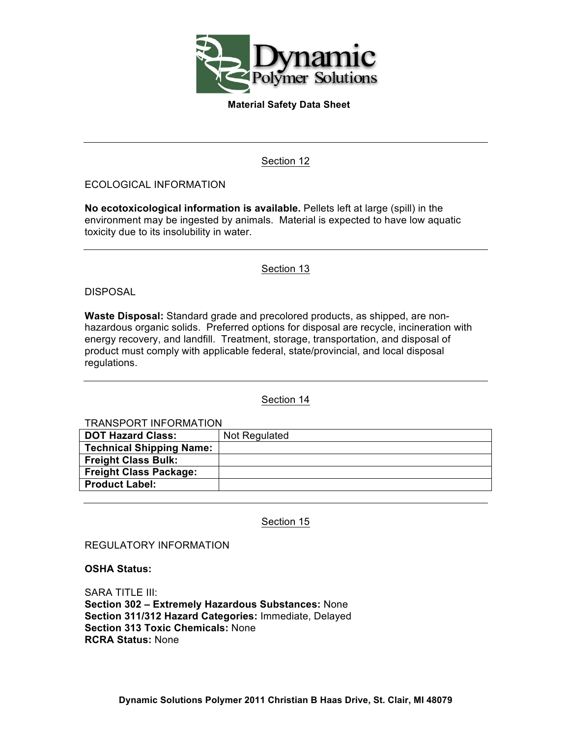**Material Safety Data Sheet**

---

## Section 12

ECOLOGICAL INFORMATION

**No ecotoxicological information is available.** Pellets left at large (spill) in the environment may be ingested by animals. Material is expected to have low aquatic toxicity due to its insolubility in water.

---

## Section 13

DISPOSAL

**Waste Disposal:** Standard grade and precolored products, as shipped, are non-hazardous organic solids. Preferred options for disposal are recycle, incineration with energy recovery, and landfill. Treatment, storage, transportation, and disposal of product must comply with applicable federal, state/provincial, and local disposal regulations.

---

## Section 14

TRANSPORT INFORMATION

| **DOT Hazard Class:** | Not Regulated |
|---|---|
| **Technical Shipping Name:** | |
| **Freight Class Bulk:** | |
| **Freight Class Package:** | |
| **Product Label:** | |

---

## Section 15

REGULATORY INFORMATION

**OSHA Status:**

SARA TITLE III:
**Section 302 – Extremely Hazardous Substances:** None
**Section 311/312 Hazard Categories:** Immediate, Delayed
**Section 313 Toxic Chemicals:** None
**RCRA Status:** None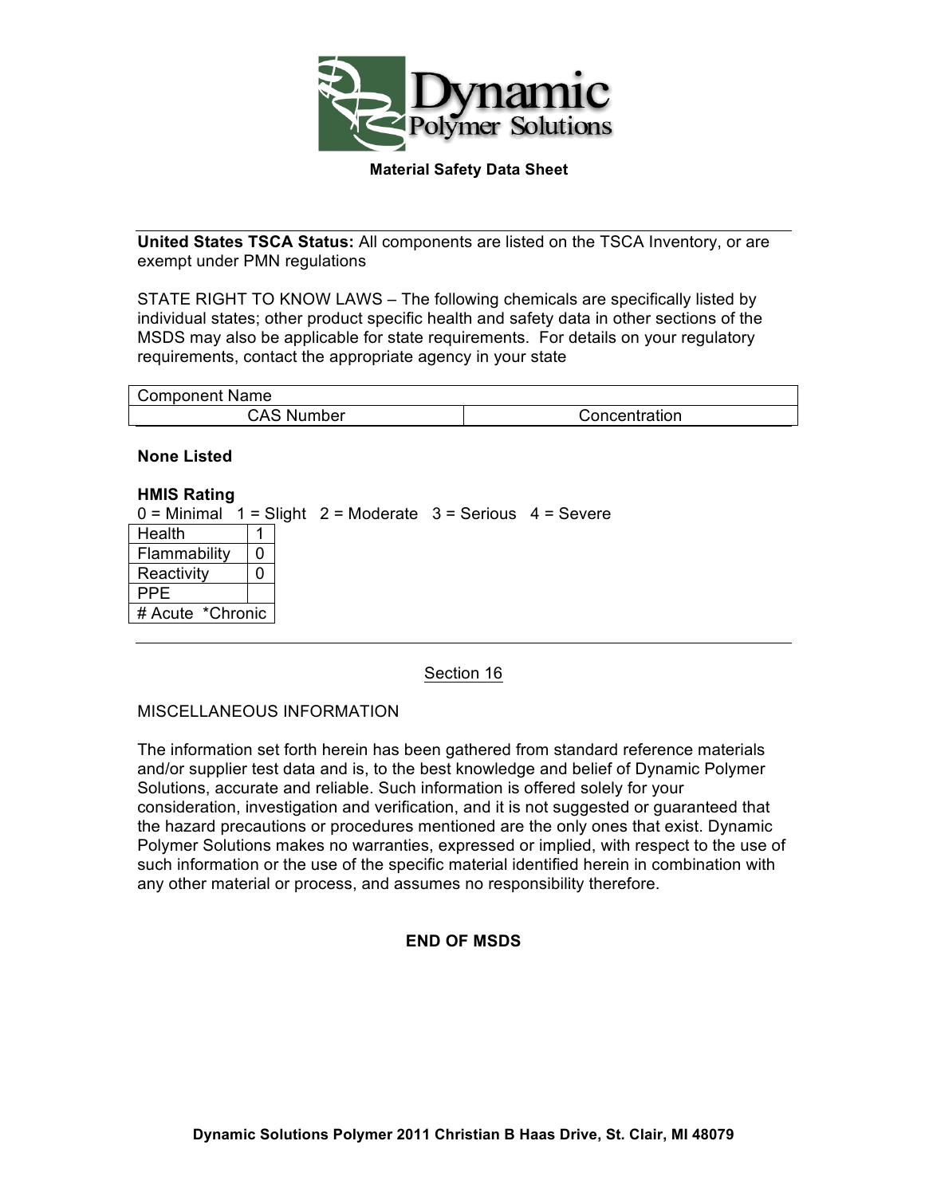**Material Safety Data Sheet**

**United States TSCA Status:** All components are listed on the TSCA Inventory, or are exempt under PMN regulations

STATE RIGHT TO KNOW LAWS – The following chemicals are specifically listed by individual states; other product specific health and safety data in other sections of the MSDS may also be applicable for state requirements. For details on your regulatory requirements, contact the appropriate agency in your state

| Component Name | |
|---|---|
| CAS Number | Concentration |

**None Listed**

**HMIS Rating**

0 = Minimal 1 = Slight 2 = Moderate 3 = Serious 4 = Severe

| | |
|---|---|
| Health | 1 |
| Flammability | 0 |
| Reactivity | 0 |
| PPE | |
| # Acute *Chronic | |

Section 16

MISCELLANEOUS INFORMATION

The information set forth herein has been gathered from standard reference materials and/or supplier test data and is, to the best knowledge and belief of Dynamic Polymer Solutions, accurate and reliable. Such information is offered solely for your consideration, investigation and verification, and it is not suggested or guaranteed that the hazard precautions or procedures mentioned are the only ones that exist. Dynamic Polymer Solutions makes no warranties, expressed or implied, with respect to the use of such information or the use of the specific material identified herein in combination with any other material or process, and assumes no responsibility therefore.

**END OF MSDS**